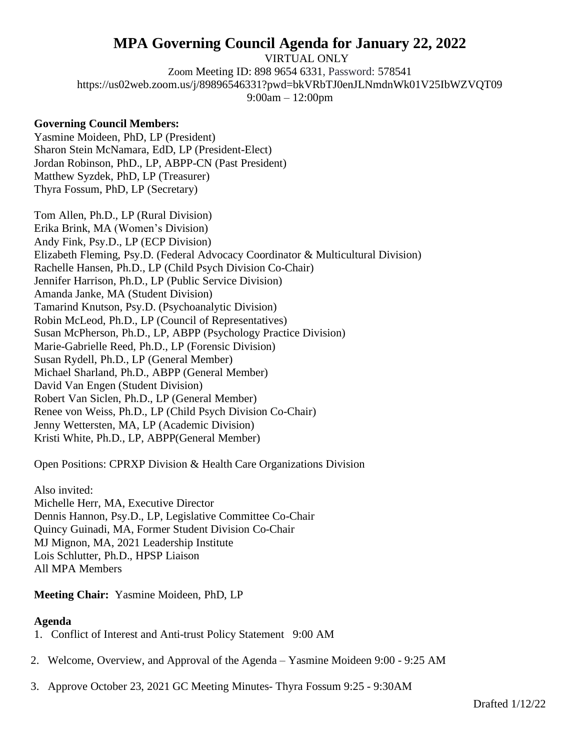# MPA Governing Council Agenda for January 22, 2022

VIRTUAL ONLY
Zoom Meeting ID: 898 9654 6331, Password: 578541
https://us02web.zoom.us/j/89896546331?pwd=bkVRbTJ0enJLNmdnWk01V25IbWZVQT09
9:00am – 12:00pm

**Governing Council Members:**

Yasmine Moideen, PhD, LP (President)
Sharon Stein McNamara, EdD, LP (President-Elect)
Jordan Robinson, PhD., LP, ABPP-CN (Past President)
Matthew Syzdek, PhD, LP (Treasurer)
Thyra Fossum, PhD, LP (Secretary)

Tom Allen, Ph.D., LP (Rural Division)
Erika Brink, MA (Women's Division)
Andy Fink, Psy.D., LP (ECP Division)
Elizabeth Fleming, Psy.D. (Federal Advocacy Coordinator & Multicultural Division)
Rachelle Hansen, Ph.D., LP (Child Psych Division Co-Chair)
Jennifer Harrison, Ph.D., LP (Public Service Division)
Amanda Janke, MA (Student Division)
Tamarind Knutson, Psy.D. (Psychoanalytic Division)
Robin McLeod, Ph.D., LP (Council of Representatives)
Susan McPherson, Ph.D., LP, ABPP (Psychology Practice Division)
Marie-Gabrielle Reed, Ph.D., LP (Forensic Division)
Susan Rydell, Ph.D., LP (General Member)
Michael Sharland, Ph.D., ABPP (General Member)
David Van Engen (Student Division)
Robert Van Siclen, Ph.D., LP (General Member)
Renee von Weiss, Ph.D., LP (Child Psych Division Co-Chair)
Jenny Wettersten, MA, LP (Academic Division)
Kristi White, Ph.D., LP, ABPP(General Member)

Open Positions: CPRXP Division & Health Care Organizations Division

Also invited:
Michelle Herr, MA, Executive Director
Dennis Hannon, Psy.D., LP, Legislative Committee Co-Chair
Quincy Guinadi, MA, Former Student Division Co-Chair
MJ Mignon, MA, 2021 Leadership Institute
Lois Schlutter, Ph.D., HPSP Liaison
All MPA Members

**Meeting Chair:** Yasmine Moideen, PhD, LP

**Agenda**

1. Conflict of Interest and Anti-trust Policy Statement 9:00 AM
2. Welcome, Overview, and Approval of the Agenda – Yasmine Moideen 9:00 - 9:25 AM
3. Approve October 23, 2021 GC Meeting Minutes- Thyra Fossum 9:25 - 9:30AM

Drafted 1/12/22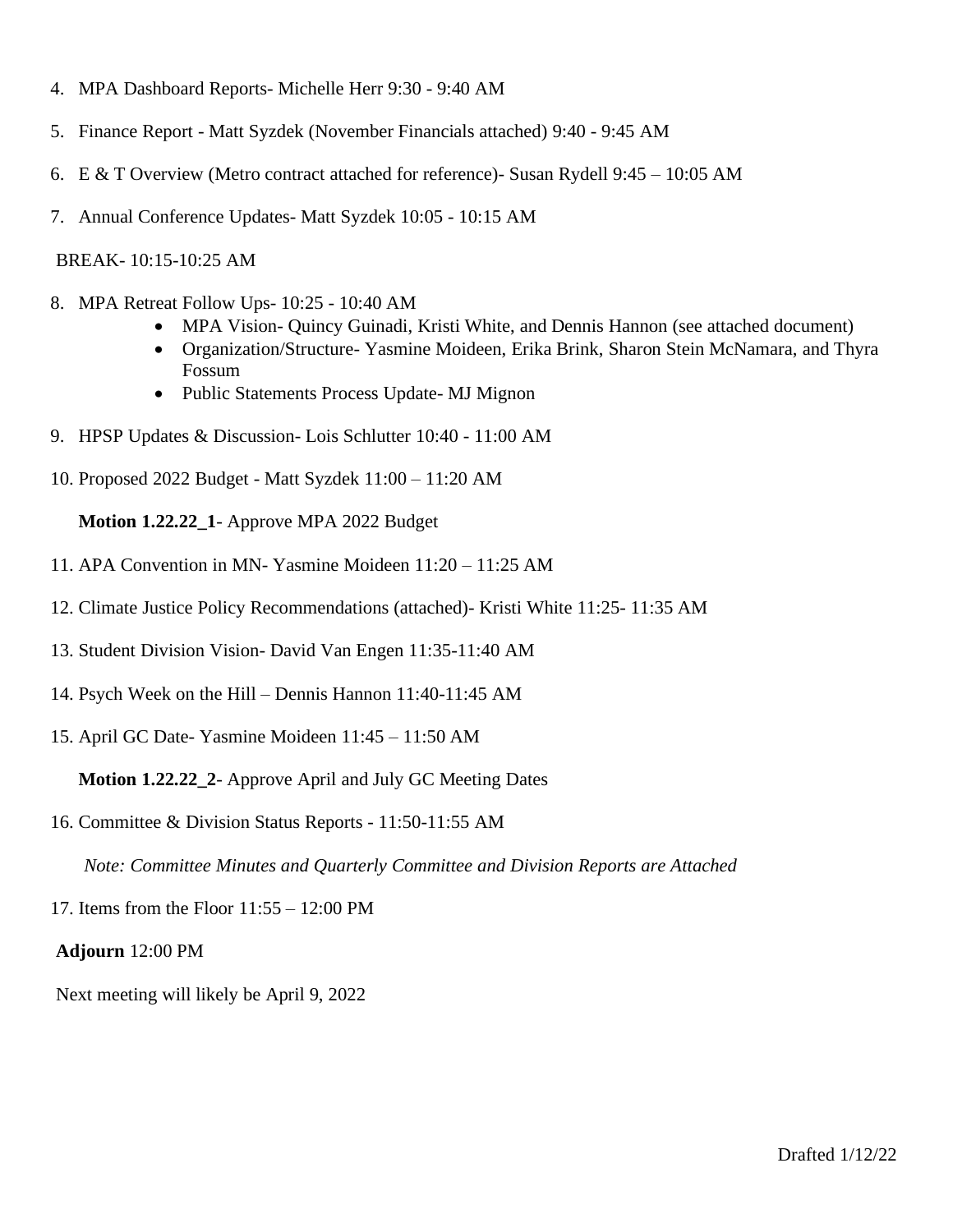4. MPA Dashboard Reports- Michelle Herr 9:30 - 9:40 AM
5. Finance Report - Matt Syzdek (November Financials attached) 9:40 - 9:45 AM
6. E & T Overview (Metro contract attached for reference)- Susan Rydell 9:45 – 10:05 AM
7. Annual Conference Updates- Matt Syzdek 10:05 - 10:15 AM

BREAK- 10:15-10:25 AM

8. MPA Retreat Follow Ups- 10:25 - 10:40 AM
   - MPA Vision- Quincy Guinadi, Kristi White, and Dennis Hannon (see attached document)
   - Organization/Structure- Yasmine Moideen, Erika Brink, Sharon Stein McNamara, and Thyra Fossum
   - Public Statements Process Update- MJ Mignon
9. HPSP Updates & Discussion- Lois Schlutter 10:40 - 11:00 AM
10. Proposed 2022 Budget - Matt Syzdek 11:00 – 11:20 AM

    **Motion 1.22.22_1**- Approve MPA 2022 Budget

11. APA Convention in MN- Yasmine Moideen 11:20 – 11:25 AM
12. Climate Justice Policy Recommendations (attached)- Kristi White 11:25- 11:35 AM
13. Student Division Vision- David Van Engen 11:35-11:40 AM
14. Psych Week on the Hill – Dennis Hannon 11:40-11:45 AM
15. April GC Date- Yasmine Moideen 11:45 – 11:50 AM

    **Motion 1.22.22_2**- Approve April and July GC Meeting Dates

16. Committee & Division Status Reports - 11:50-11:55 AM

    *Note: Committee Minutes and Quarterly Committee and Division Reports are Attached*

17. Items from the Floor 11:55 – 12:00 PM

**Adjourn** 12:00 PM

Next meeting will likely be April 9, 2022

Drafted 1/12/22